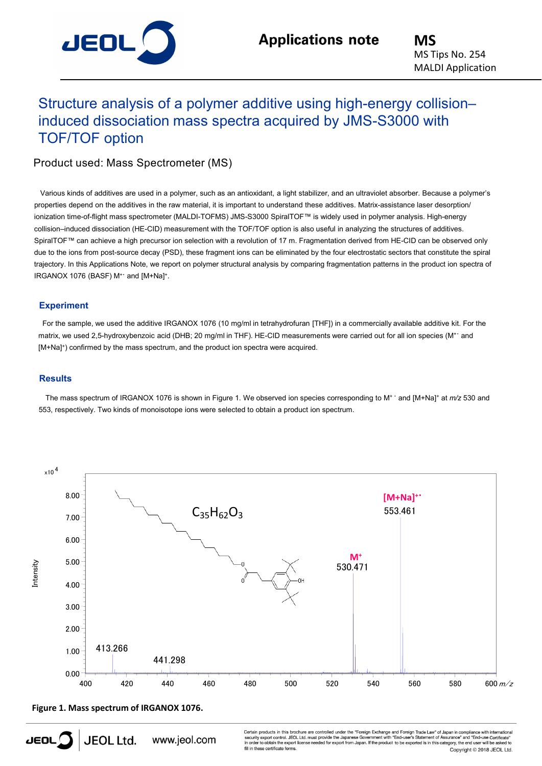Applications note

MS
MS Tips No. 254
MALDI Application

# Structure analysis of a polymer additive using high-energy collision–induced dissociation mass spectra acquired by JMS-S3000 with TOF/TOF option

Product used: Mass Spectrometer (MS)

Various kinds of additives are used in a polymer, such as an antioxidant, a light stabilizer, and an ultraviolet absorber. Because a polymer's properties depend on the additives in the raw material, it is important to understand these additives. Matrix-assistance laser desorption/ ionization time-of-flight mass spectrometer (MALDI-TOFMS) JMS-S3000 SpiralTOF™ is widely used in polymer analysis. High-energy collision–induced dissociation (HE-CID) measurement with the TOF/TOF option is also useful in analyzing the structures of additives. SpiralTOF™ can achieve a high precursor ion selection with a revolution of 17 m. Fragmentation derived from HE-CID can be observed only due to the ions from post-source decay (PSD), these fragment ions can be eliminated by the four electrostatic sectors that constitute the spiral trajectory. In this Applications Note, we report on polymer structural analysis by comparing fragmentation patterns in the product ion spectra of IRGANOX 1076 (BASF) $M^{+\cdot}$ and $[M+Na]^{+}$.

## Experiment

For the sample, we used the additive IRGANOX 1076 (10 mg/ml in tetrahydrofuran [THF]) in a commercially available additive kit. For the matrix, we used 2,5-hydroxybenzoic acid (DHB; 20 mg/ml in THF). HE-CID measurements were carried out for all ion species ($M^{+\cdot}$ and $[M+Na]^{+}$) confirmed by the mass spectrum, and the product ion spectra were acquired.

## Results

The mass spectrum of IRGANOX 1076 is shown in Figure 1. We observed ion species corresponding to $M^{+\cdot}$ and $[M+Na]^{+}$ at *m/z* 530 and 553, respectively. Two kinds of monoisotope ions were selected to obtain a product ion spectrum.

**Figure 1. Mass spectrum of IRGANOX 1076.**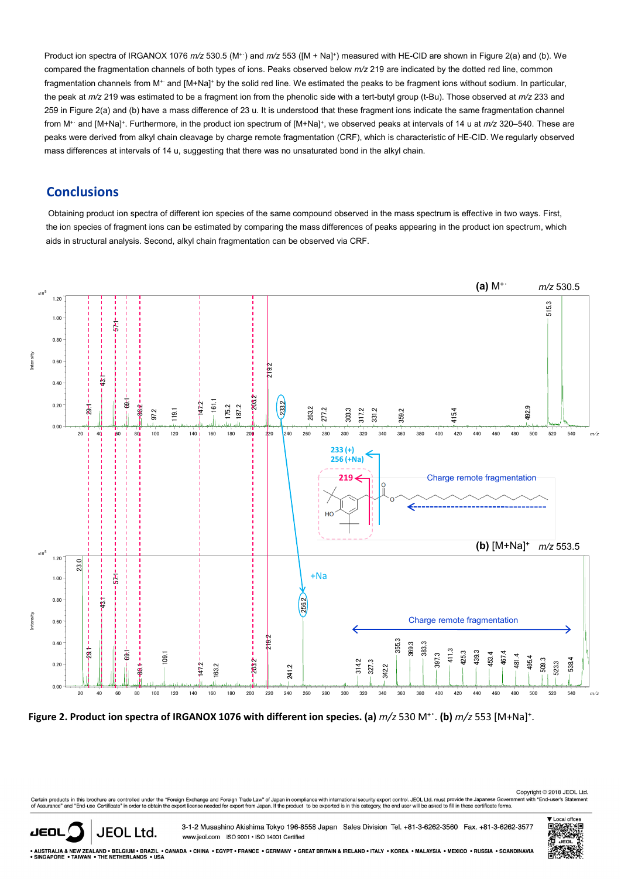Product ion spectra of IRGANOX 1076 *m/z* 530.5 ($M^{+\cdot}$) and *m/z* 553 ($[M + Na]^+$) measured with HE-CID are shown in Figure 2(a) and (b). We compared the fragmentation channels of both types of ions. Peaks observed below *m/z* 219 are indicated by the dotted red line, common fragmentation channels from $M^{+\cdot}$ and $[M+Na]^+$ by the solid red line. We estimated the peaks to be fragment ions without sodium. In particular, the peak at *m/z* 219 was estimated to be a fragment ion from the phenolic side with a tert-butyl group (t-Bu). Those observed at *m/z* 233 and 259 in Figure 2(a) and (b) have a mass difference of 23 u. It is understood that these fragment ions indicate the same fragmentation channel from $M^{+\cdot}$ and $[M+Na]^+$. Furthermore, in the product ion spectrum of $[M+Na]^+$, we observed peaks at intervals of 14 u at *m/z* 320–540. These are peaks were derived from alkyl chain cleavage by charge remote fragmentation (CRF), which is characteristic of HE-CID. We regularly observed mass differences at intervals of 14 u, suggesting that there was no unsaturated bond in the alkyl chain.

## Conclusions

Obtaining product ion spectra of different ion species of the same compound observed in the mass spectrum is effective in two ways. First, the ion species of fragment ions can be estimated by comparing the mass differences of peaks appearing in the product ion spectrum, which aids in structural analysis. Second, alkyl chain fragmentation can be observed via CRF.

(a) $M^{+\cdot}$ *m/z* 530.5

x10^5
Intensity
1.20
1.00
0.80
0.60
0.40
0.20
0.00
20 40 60 80 100 120 140 160 180 200 220 240 260 280 300 320 340 360 380 400 420 440 460 480 500 520 540 *m/z*

29.1, 43.1, 57.1, 69.1, 83.2, 97.2, 119.1, 147.2, 161.1, 175.2, 187.2, 203.2, 219.2, 233.2, 263.2, 277.2, 303.3, 317.2, 331.2, 359.2, 415.4, 492.9, 515.3

233 (+)
256 (+Na)
219
Charge remote fragmentation
HO
+Na

(b) $[M+Na]^+$ *m/z* 553.5

x10^5
Intensity
1.20
1.00
0.80
0.60
0.40
0.20
0.00
20 40 60 80 100 120 140 160 180 200 220 240 260 280 300 320 340 360 380 400 420 440 460 480 500 520 540 *m/z*

Charge remote fragmentation

23.0, 29.1, 43.1, 57.1, 69.1, 83.1, 109.1, 147.2, 163.2, 203.2, 219.2, 241.2, 256.2, 314.2, 327.3, 342.2, 355.3, 369.3, 383.3, 397.3, 411.3, 425.3, 439.3, 453.4, 467.4, 481.4, 495.4, 509.3, 523.3, 538.4

**Figure 2. Product ion spectra of IRGANOX 1076 with different ion species. (a)** *m/z* 530 $M^{+\cdot}$. **(b)** *m/z* 553 $[M+Na]^+$.

Copyright © 2018 JEOL Ltd.

Certain products in this brochure are controlled under the "Foreign Exchange and Foreign Trade Law" of Japan in compliance with international security export control. JEOL Ltd. must provide the Japanese Government with "End-user's Statement of Assurance" and "End-use Certificate" in order to obtain the export license needed for export from Japan. If the product to be exported is in this category, the end user will be asked to fill in these certificate forms.

JEOL Ltd.

3-1-2 Musashino Akishima Tokyo 196-8558 Japan Sales Division Tel. +81-3-6262-3560 Fax. +81-3-6262-3577
www.jeol.com ISO 9001 • ISO 14001 Certified

• AUSTRALIA & NEW ZEALAND • BELGIUM • BRAZIL • CANADA • CHINA • EGYPT • FRANCE • GERMANY • GREAT BRITAIN & IRELAND • ITALY • KOREA • MALAYSIA • MEXICO • RUSSIA • SCANDINAVIA • SINGAPORE • TAIWAN • THE NETHERLANDS • USA

▼ Local offices